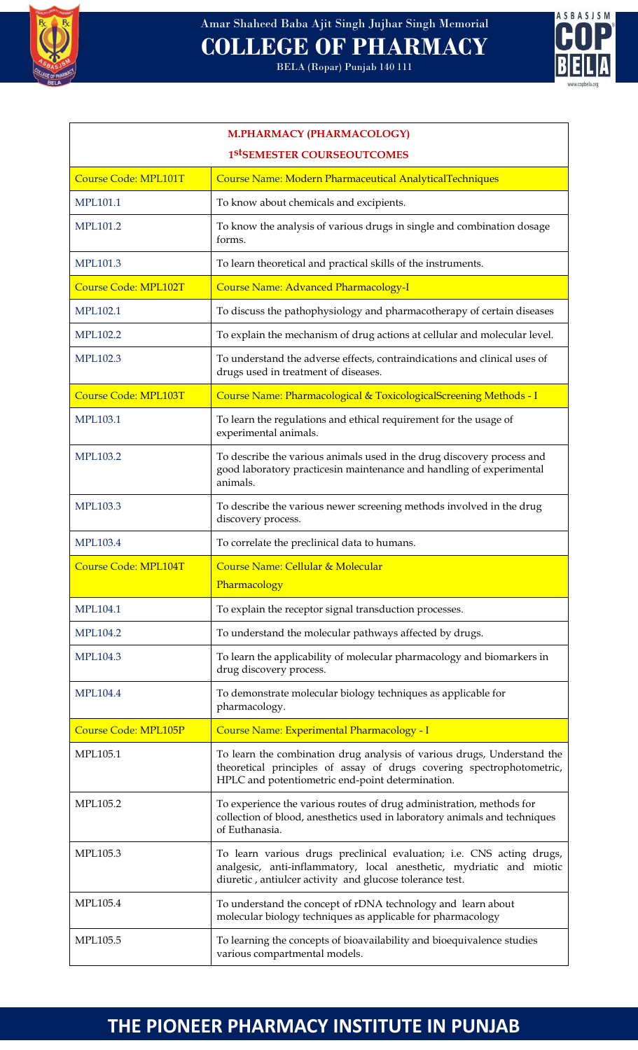Amar Shaheed Baba Ajit Singh Jujhar Singh Memorial

# COLLEGE OF PHARMACY

BELA (Ropar) Punjab 140 111

| M.PHARMACY (PHARMACOLOGY) 1stSEMESTER COURSEOUTCOMES | |
|---|---|
| Course Code: MPL101T | Course Name: Modern Pharmaceutical AnalyticalTechniques |
| MPL101.1 | To know about chemicals and excipients. |
| MPL101.2 | To know the analysis of various drugs in single and combination dosage forms. |
| MPL101.3 | To learn theoretical and practical skills of the instruments. |
| Course Code: MPL102T | Course Name: Advanced Pharmacology-I |
| MPL102.1 | To discuss the pathophysiology and pharmacotherapy of certain diseases |
| MPL102.2 | To explain the mechanism of drug actions at cellular and molecular level. |
| MPL102.3 | To understand the adverse effects, contraindications and clinical uses of drugs used in treatment of diseases. |
| Course Code: MPL103T | Course Name: Pharmacological & ToxicologicalScreening Methods - I |
| MPL103.1 | To learn the regulations and ethical requirement for the usage of experimental animals. |
| MPL103.2 | To describe the various animals used in the drug discovery process and good laboratory practicesin maintenance and handling of experimental animals. |
| MPL103.3 | To describe the various newer screening methods involved in the drug discovery process. |
| MPL103.4 | To correlate the preclinical data to humans. |
| Course Code: MPL104T | Course Name: Cellular & Molecular Pharmacology |
| MPL104.1 | To explain the receptor signal transduction processes. |
| MPL104.2 | To understand the molecular pathways affected by drugs. |
| MPL104.3 | To learn the applicability of molecular pharmacology and biomarkers in drug discovery process. |
| MPL104.4 | To demonstrate molecular biology techniques as applicable for pharmacology. |
| Course Code: MPL105P | Course Name: Experimental Pharmacology - I |
| MPL105.1 | To learn the combination drug analysis of various drugs, Understand the theoretical principles of assay of drugs covering spectrophotometric, HPLC and potentiometric end-point determination. |
| MPL105.2 | To experience the various routes of drug administration, methods for collection of blood, anesthetics used in laboratory animals and techniques of Euthanasia. |
| MPL105.3 | To learn various drugs preclinical evaluation; i.e. CNS acting drugs, analgesic, anti-inflammatory, local anesthetic, mydriatic and miotic diuretic , antiulcer activity and glucose tolerance test. |
| MPL105.4 | To understand the concept of rDNA technology and learn about molecular biology techniques as applicable for pharmacology |
| MPL105.5 | To learning the concepts of bioavailability and bioequivalence studies various compartmental models. |

**THE PIONEER PHARMACY INSTITUTE IN PUNJAB**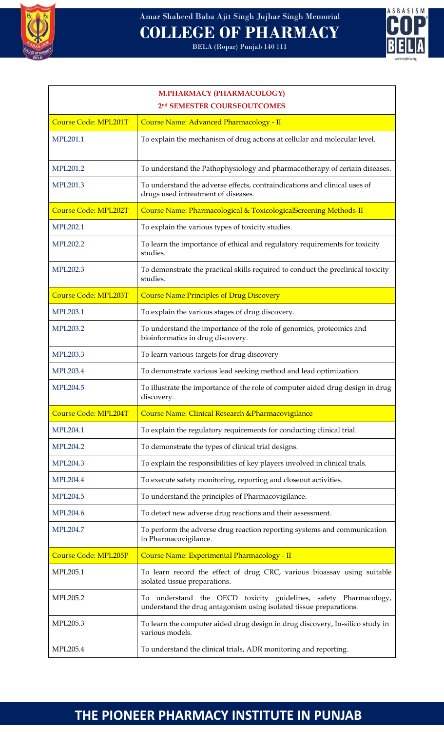| **M.PHARMACY (PHARMACOLOGY)**<br>**2nd SEMESTER COURSEOUTCOMES** | |
|---|---|
| Course Code: MPL201T | Course Name: Advanced Pharmacology - II |
| MPL201.1 | To explain the mechanism of drug actions at cellular and molecular level. |
| MPL201.2 | To understand the Pathophysiology and pharmacotherapy of certain diseases. |
| MPL201.3 | To understand the adverse effects, contraindications and clinical uses of drugs used intreatment of diseases. |
| Course Code: MPL202T | Course Name: Pharmacological & ToxicologicalScreening Methods-II |
| MPL202.1 | To explain the various types of toxicity studies. |
| MPL202.2 | To learn the importance of ethical and regulatory requirements for toxicity studies. |
| MPL202.3 | To demonstrate the practical skills required to conduct the preclinical toxicity studies. |
| Course Code: MPL203T | Course Name:Principles of Drug Discovery |
| MPL203.1 | To explain the various stages of drug discovery. |
| MPL203.2 | To understand the importance of the role of genomics, proteomics and bioinformatics in drug discovery. |
| MPL203.3 | To learn various targets for drug discovery |
| MPL203.4 | To demonstrate various lead seeking method and lead optimization |
| MPL204.5 | To illustrate the importance of the role of computer aided drug design in drug discovery. |
| Course Code: MPL204T | Course Name: Clinical Research &Pharmacovigilance |
| MPL204.1 | To explain the regulatory requirements for conducting clinical trial. |
| MPL204.2 | To demonstrate the types of clinical trial designs. |
| MPL204.3 | To explain the responsibilities of key players involved in clinical trials. |
| MPL204.4 | To execute safety monitoring, reporting and closeout activities. |
| MPL204.5 | To understand the principles of Pharmacovigilance. |
| MPL204.6 | To detect new adverse drug reactions and their assessment. |
| MPL204.7 | To perform the adverse drug reaction reporting systems and communication in Pharmacovigilance. |
| Course Code: MPL205P | Course Name: Experimental Pharmacology - II |
| MPL205.1 | To learn record the effect of drug CRC, various bioassay using suitable isolated tissue preparations. |
| MPL205.2 | To understand the OECD toxicity guidelines, safety Pharmacology, understand the drug antagonism using isolated tissue preparations. |
| MPL205.3 | To learn the computer aided drug design in drug discovery, In-silico study in various models. |
| MPL205.4 | To understand the clinical trials, ADR monitoring and reporting. |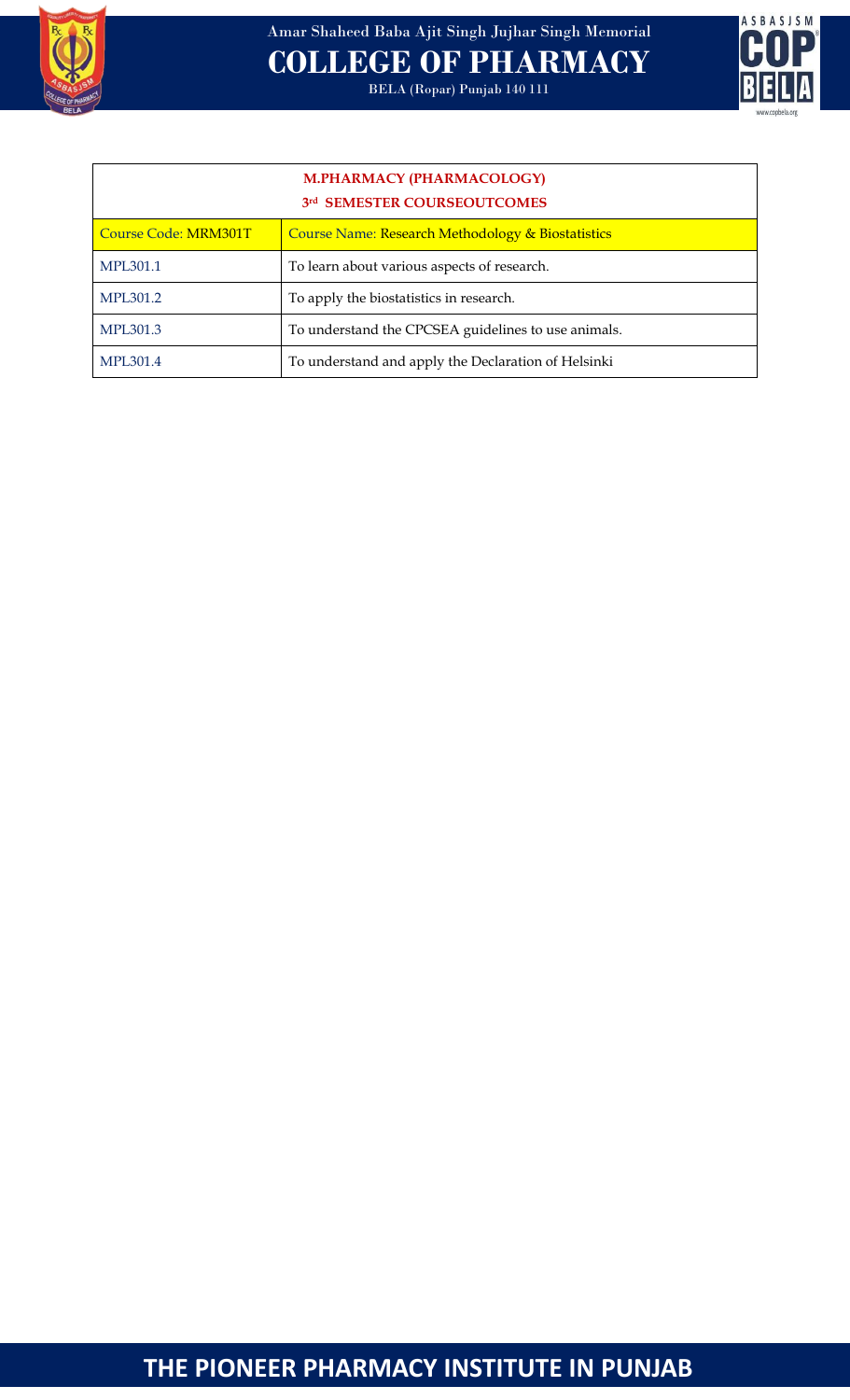| M.PHARMACY (PHARMACOLOGY) 3rd SEMESTER COURSEOUTCOMES | |
|---|---|
| Course Code: MRM301T | Course Name: Research Methodology & Biostatistics |
| MPL301.1 | To learn about various aspects of research. |
| MPL301.2 | To apply the biostatistics in research. |
| MPL301.3 | To understand the CPCSEA guidelines to use animals. |
| MPL301.4 | To understand and apply the Declaration of Helsinki |